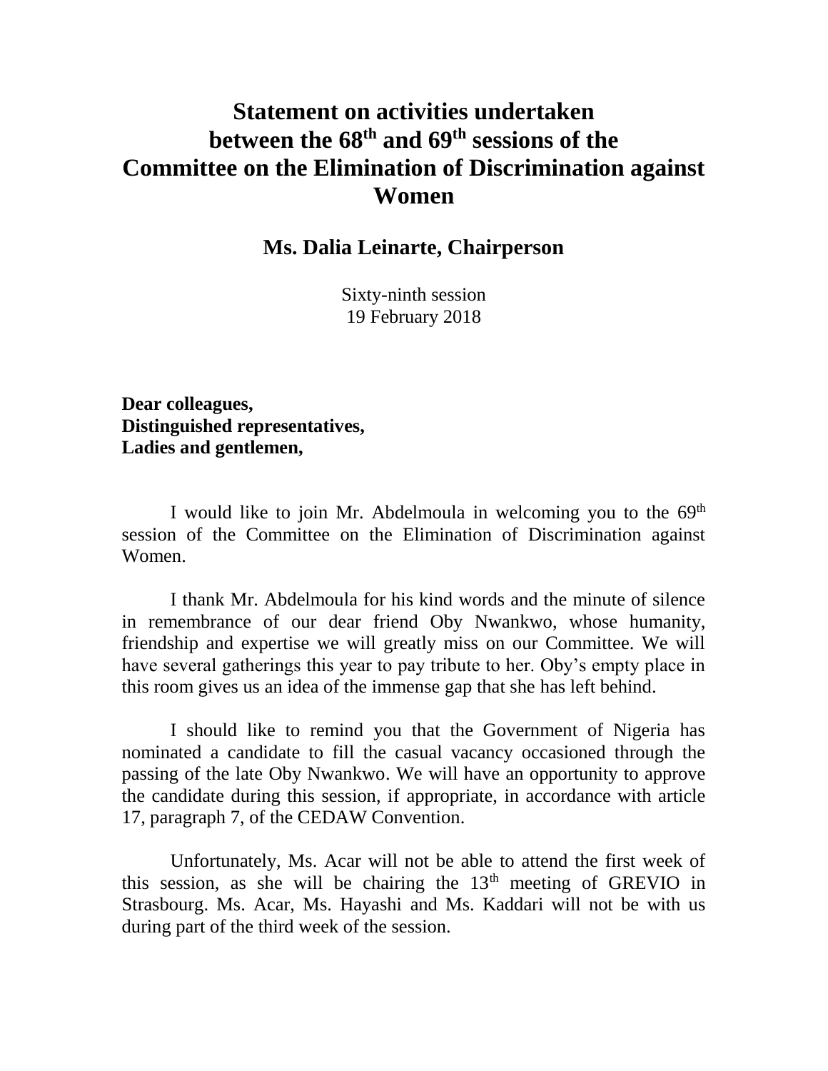# Statement on activities undertaken between the 68th and 69th sessions of the Committee on the Elimination of Discrimination against Women

## Ms. Dalia Leinarte, Chairperson

Sixty-ninth session
19 February 2018

**Dear colleagues,**
**Distinguished representatives,**
**Ladies and gentlemen,**

I would like to join Mr. Abdelmoula in welcoming you to the 69th session of the Committee on the Elimination of Discrimination against Women.

I thank Mr. Abdelmoula for his kind words and the minute of silence in remembrance of our dear friend Oby Nwankwo, whose humanity, friendship and expertise we will greatly miss on our Committee. We will have several gatherings this year to pay tribute to her. Oby's empty place in this room gives us an idea of the immense gap that she has left behind.

I should like to remind you that the Government of Nigeria has nominated a candidate to fill the casual vacancy occasioned through the passing of the late Oby Nwankwo. We will have an opportunity to approve the candidate during this session, if appropriate, in accordance with article 17, paragraph 7, of the CEDAW Convention.

Unfortunately, Ms. Acar will not be able to attend the first week of this session, as she will be chairing the 13th meeting of GREVIO in Strasbourg. Ms. Acar, Ms. Hayashi and Ms. Kaddari will not be with us during part of the third week of the session.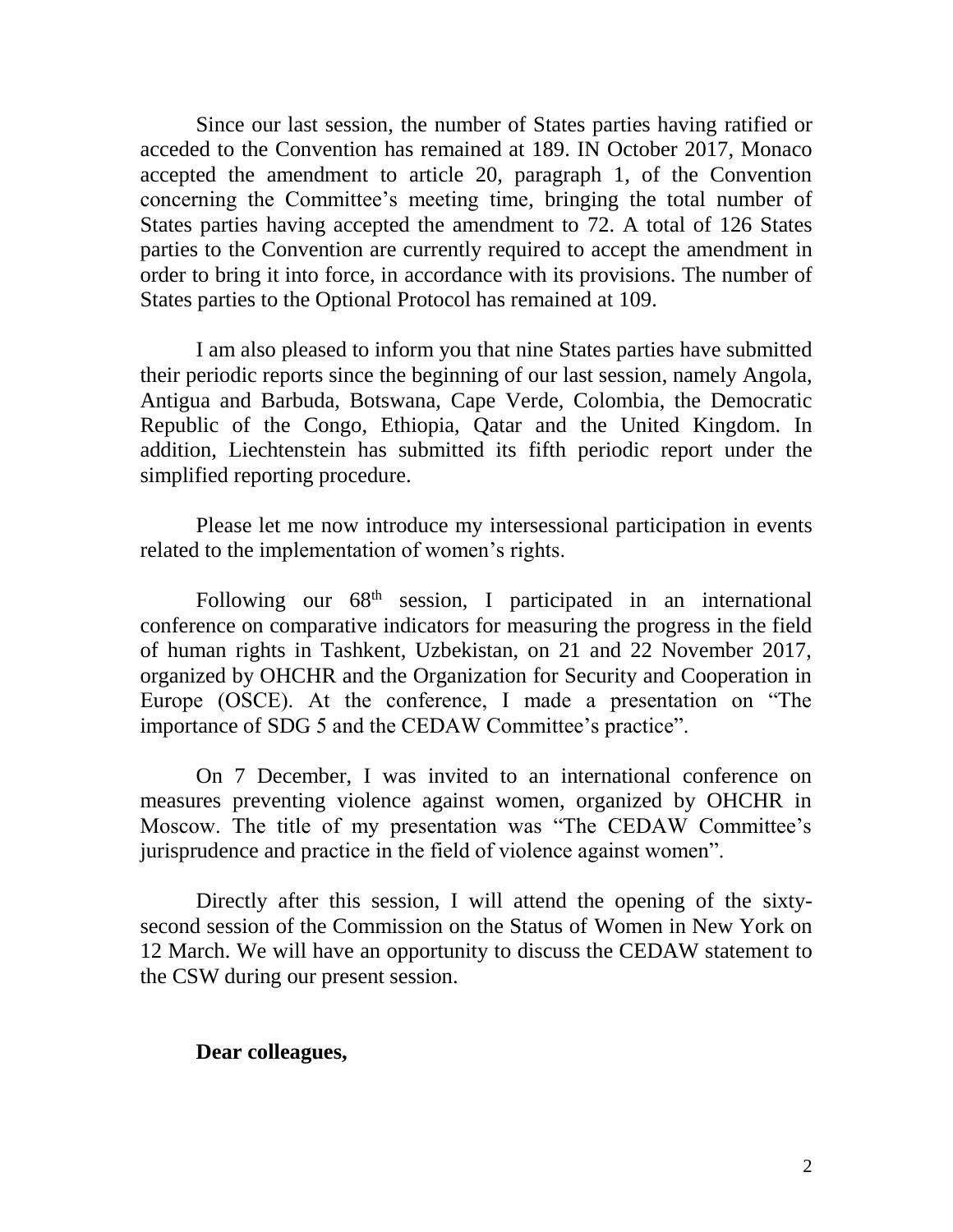Since our last session, the number of States parties having ratified or acceded to the Convention has remained at 189. IN October 2017, Monaco accepted the amendment to article 20, paragraph 1, of the Convention concerning the Committee's meeting time, bringing the total number of States parties having accepted the amendment to 72. A total of 126 States parties to the Convention are currently required to accept the amendment in order to bring it into force, in accordance with its provisions. The number of States parties to the Optional Protocol has remained at 109.

I am also pleased to inform you that nine States parties have submitted their periodic reports since the beginning of our last session, namely Angola, Antigua and Barbuda, Botswana, Cape Verde, Colombia, the Democratic Republic of the Congo, Ethiopia, Qatar and the United Kingdom. In addition, Liechtenstein has submitted its fifth periodic report under the simplified reporting procedure.

Please let me now introduce my intersessional participation in events related to the implementation of women's rights.

Following our 68th session, I participated in an international conference on comparative indicators for measuring the progress in the field of human rights in Tashkent, Uzbekistan, on 21 and 22 November 2017, organized by OHCHR and the Organization for Security and Cooperation in Europe (OSCE). At the conference, I made a presentation on "The importance of SDG 5 and the CEDAW Committee's practice".

On 7 December, I was invited to an international conference on measures preventing violence against women, organized by OHCHR in Moscow. The title of my presentation was "The CEDAW Committee's jurisprudence and practice in the field of violence against women".

Directly after this session, I will attend the opening of the sixty-second session of the Commission on the Status of Women in New York on 12 March. We will have an opportunity to discuss the CEDAW statement to the CSW during our present session.

**Dear colleagues,**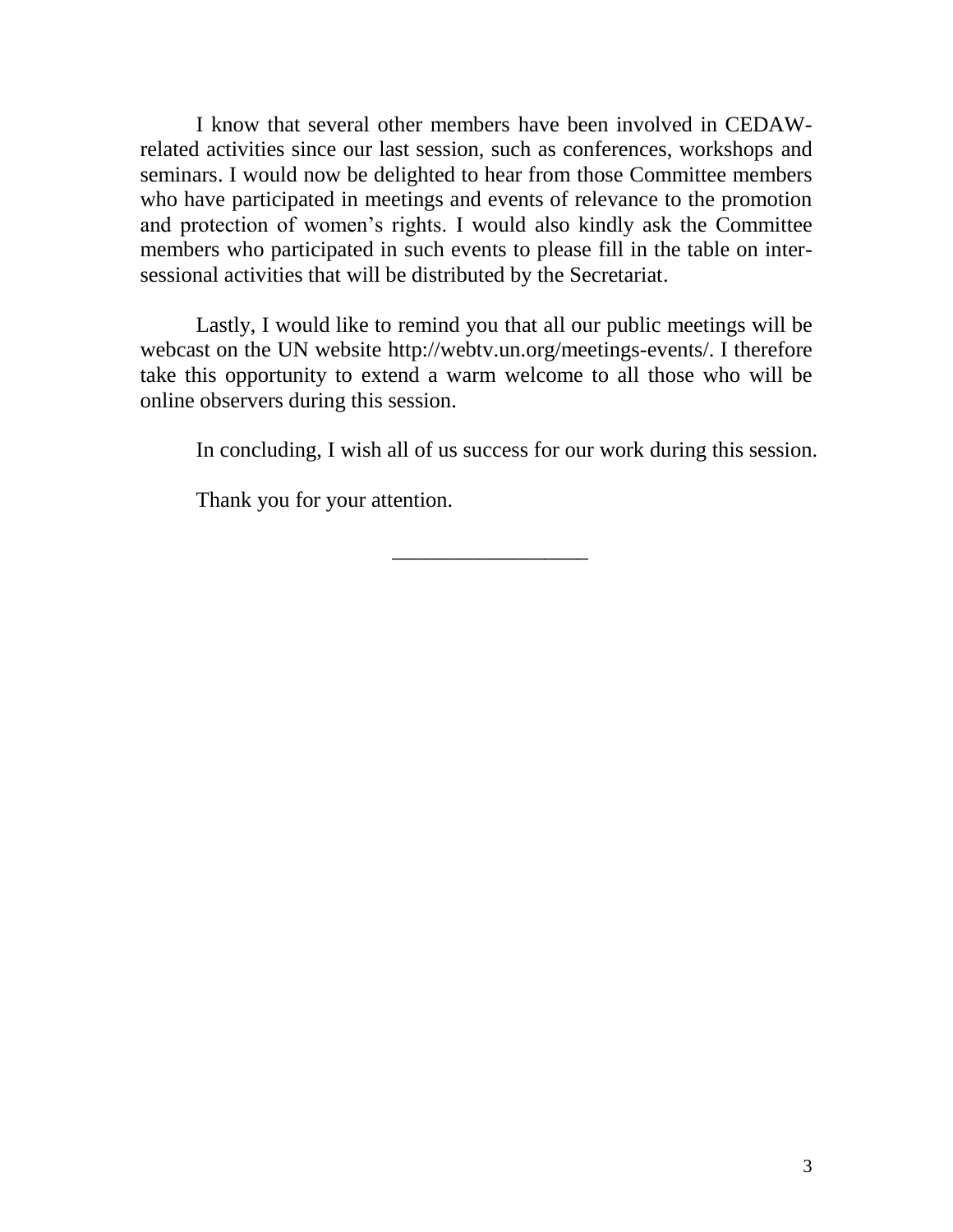I know that several other members have been involved in CEDAW-related activities since our last session, such as conferences, workshops and seminars. I would now be delighted to hear from those Committee members who have participated in meetings and events of relevance to the promotion and protection of women's rights. I would also kindly ask the Committee members who participated in such events to please fill in the table on inter-sessional activities that will be distributed by the Secretariat.

Lastly, I would like to remind you that all our public meetings will be webcast on the UN website http://webtv.un.org/meetings-events/. I therefore take this opportunity to extend a warm welcome to all those who will be online observers during this session.

In concluding, I wish all of us success for our work during this session.

Thank you for your attention.

__________________